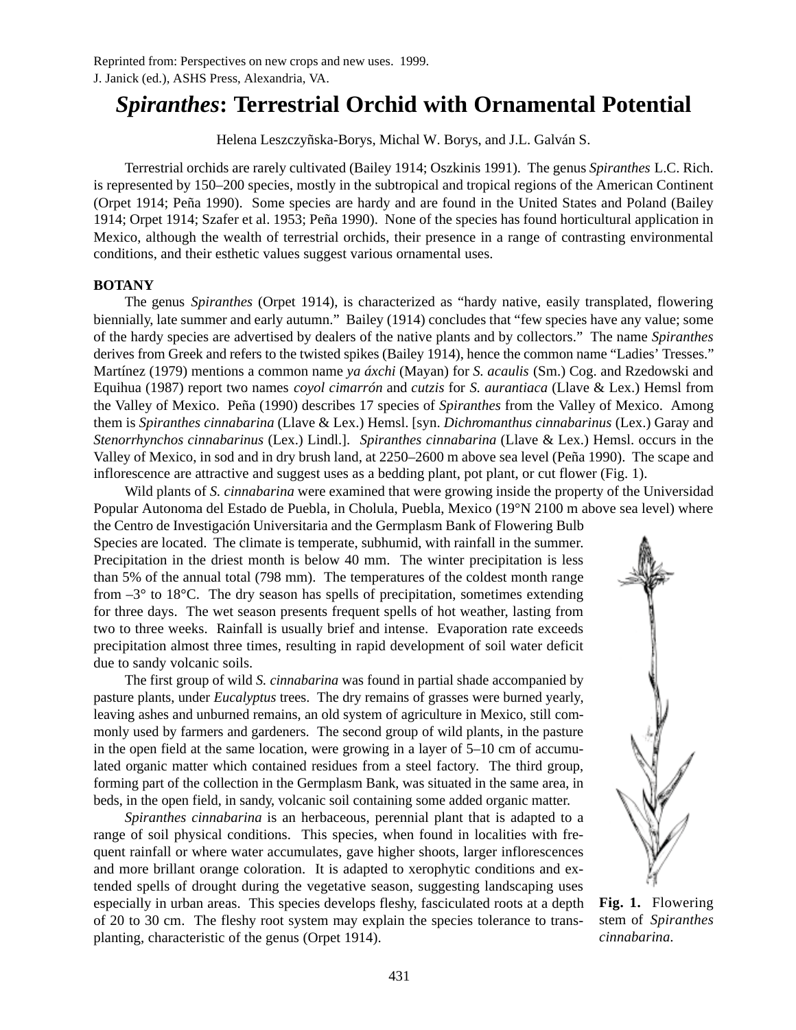Reprinted from: Perspectives on new crops and new uses. 1999.
J. Janick (ed.), ASHS Press, Alexandria, VA.

# *Spiranthes*: Terrestrial Orchid with Ornamental Potential

Helena Leszczyñska-Borys, Michal W. Borys, and J.L. Galván S.

Terrestrial orchids are rarely cultivated (Bailey 1914; Oszkinis 1991). The genus *Spiranthes* L.C. Rich. is represented by 150–200 species, mostly in the subtropical and tropical regions of the American Continent (Orpet 1914; Peña 1990). Some species are hardy and are found in the United States and Poland (Bailey 1914; Orpet 1914; Szafer et al. 1953; Peña 1990). None of the species has found horticultural application in Mexico, although the wealth of terrestrial orchids, their presence in a range of contrasting environmental conditions, and their esthetic values suggest various ornamental uses.

## BOTANY

The genus *Spiranthes* (Orpet 1914), is characterized as "hardy native, easily transplanted, flowering biennially, late summer and early autumn." Bailey (1914) concludes that "few species have any value; some of the hardy species are advertised by dealers of the native plants and by collectors." The name *Spiranthes* derives from Greek and refers to the twisted spikes (Bailey 1914), hence the common name "Ladies' Tresses." Martínez (1979) mentions a common name *ya áxchi* (Mayan) for *S. acaulis* (Sm.) Cog. and Rzedowski and Equihua (1987) report two names *coyol cimarrón* and *cutzis* for *S. aurantiaca* (Llave & Lex.) Hemsl from the Valley of Mexico. Peña (1990) describes 17 species of *Spiranthes* from the Valley of Mexico. Among them is *Spiranthes cinnabarina* (Llave & Lex.) Hemsl. [syn. *Dichromanthus cinnabarinus* (Lex.) Garay and *Stenorrhynchos cinnabarinus* (Lex.) Lindl.]. *Spiranthes cinnabarina* (Llave & Lex.) Hemsl. occurs in the Valley of Mexico, in sod and in dry brush land, at 2250–2600 m above sea level (Peña 1990). The scape and inflorescence are attractive and suggest uses as a bedding plant, pot plant, or cut flower (Fig. 1).

Wild plants of *S. cinnabarina* were examined that were growing inside the property of the Universidad Popular Autonoma del Estado de Puebla, in Cholula, Puebla, Mexico (19°N 2100 m above sea level) where the Centro de Investigación Universitaria and the Germplasm Bank of Flowering Bulb Species are located. The climate is temperate, subhumid, with rainfall in the summer. Precipitation in the driest month is below 40 mm. The winter precipitation is less than 5% of the annual total (798 mm). The temperatures of the coldest month range from –3° to 18°C. The dry season has spells of precipitation, sometimes extending for three days. The wet season presents frequent spells of hot weather, lasting from two to three weeks. Rainfall is usually brief and intense. Evaporation rate exceeds precipitation almost three times, resulting in rapid development of soil water deficit due to sandy volcanic soils.

The first group of wild *S. cinnabarina* was found in partial shade accompanied by pasture plants, under *Eucalyptus* trees. The dry remains of grasses were burned yearly, leaving ashes and unburned remains, an old system of agriculture in Mexico, still commonly used by farmers and gardeners. The second group of wild plants, in the pasture in the open field at the same location, were growing in a layer of 5–10 cm of accumulated organic matter which contained residues from a steel factory. The third group, forming part of the collection in the Germplasm Bank, was situated in the same area, in beds, in the open field, in sandy, volcanic soil containing some added organic matter.

*Spiranthes cinnabarina* is an herbaceous, perennial plant that is adapted to a range of soil physical conditions. This species, when found in localities with frequent rainfall or where water accumulates, gave higher shoots, larger inflorescences and more brillant orange coloration. It is adapted to xerophytic conditions and extended spells of drought during the vegetative season, suggesting landscaping uses especially in urban areas. This species develops fleshy, fasciculated roots at a depth of 20 to 30 cm. The fleshy root system may explain the species tolerance to transplanting, characteristic of the genus (Orpet 1914).

**Fig. 1.** Flowering stem of *Spiranthes cinnabarina*.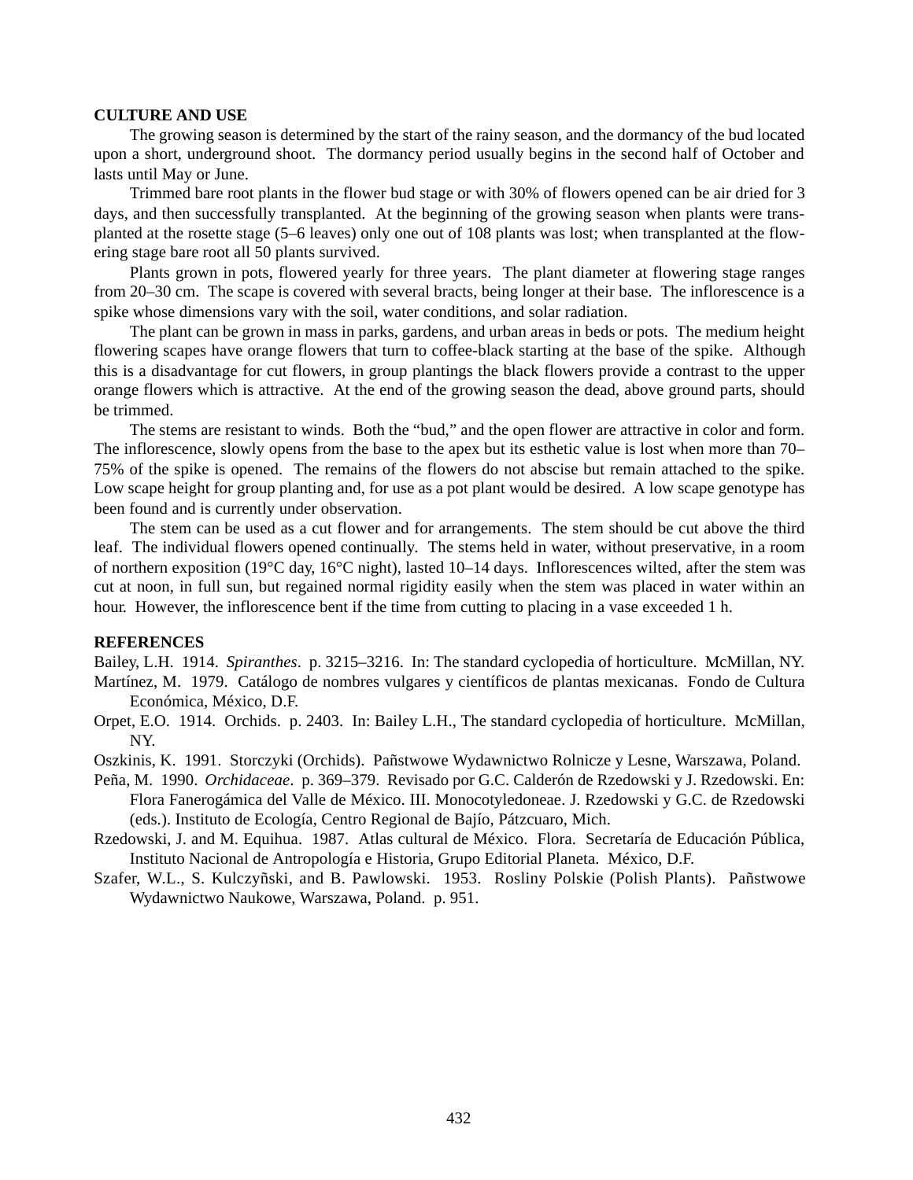## CULTURE AND USE

The growing season is determined by the start of the rainy season, and the dormancy of the bud located upon a short, underground shoot. The dormancy period usually begins in the second half of October and lasts until May or June.

Trimmed bare root plants in the flower bud stage or with 30% of flowers opened can be air dried for 3 days, and then successfully transplanted. At the beginning of the growing season when plants were transplanted at the rosette stage (5–6 leaves) only one out of 108 plants was lost; when transplanted at the flowering stage bare root all 50 plants survived.

Plants grown in pots, flowered yearly for three years. The plant diameter at flowering stage ranges from 20–30 cm. The scape is covered with several bracts, being longer at their base. The inflorescence is a spike whose dimensions vary with the soil, water conditions, and solar radiation.

The plant can be grown in mass in parks, gardens, and urban areas in beds or pots. The medium height flowering scapes have orange flowers that turn to coffee-black starting at the base of the spike. Although this is a disadvantage for cut flowers, in group plantings the black flowers provide a contrast to the upper orange flowers which is attractive. At the end of the growing season the dead, above ground parts, should be trimmed.

The stems are resistant to winds. Both the "bud," and the open flower are attractive in color and form. The inflorescence, slowly opens from the base to the apex but its esthetic value is lost when more than 70–75% of the spike is opened. The remains of the flowers do not abscise but remain attached to the spike. Low scape height for group planting and, for use as a pot plant would be desired. A low scape genotype has been found and is currently under observation.

The stem can be used as a cut flower and for arrangements. The stem should be cut above the third leaf. The individual flowers opened continually. The stems held in water, without preservative, in a room of northern exposition (19°C day, 16°C night), lasted 10–14 days. Inflorescences wilted, after the stem was cut at noon, in full sun, but regained normal rigidity easily when the stem was placed in water within an hour. However, the inflorescence bent if the time from cutting to placing in a vase exceeded 1 h.

## REFERENCES

Bailey, L.H. 1914. *Spiranthes*. p. 3215–3216. In: The standard cyclopedia of horticulture. McMillan, NY.

Martínez, M. 1979. Catálogo de nombres vulgares y científicos de plantas mexicanas. Fondo de Cultura Económica, México, D.F.

Orpet, E.O. 1914. Orchids. p. 2403. In: Bailey L.H., The standard cyclopedia of horticulture. McMillan, NY.

Oszkinis, K. 1991. Storczyki (Orchids). Pañstwowe Wydawnictwo Rolnicze y Lesne, Warszawa, Poland.

Peña, M. 1990. *Orchidaceae*. p. 369–379. Revisado por G.C. Calderón de Rzedowski y J. Rzedowski. En: Flora Fanerogámica del Valle de México. III. Monocotyledoneae. J. Rzedowski y G.C. de Rzedowski (eds.). Instituto de Ecología, Centro Regional de Bajío, Pátzcuaro, Mich.

Rzedowski, J. and M. Equihua. 1987. Atlas cultural de México. Flora. Secretaría de Educación Pública, Instituto Nacional de Antropología e Historia, Grupo Editorial Planeta. México, D.F.

Szafer, W.L., S. Kulczyñski, and B. Pawlowski. 1953. Rosliny Polskie (Polish Plants). Pañstwowe Wydawnictwo Naukowe, Warszawa, Poland. p. 951.